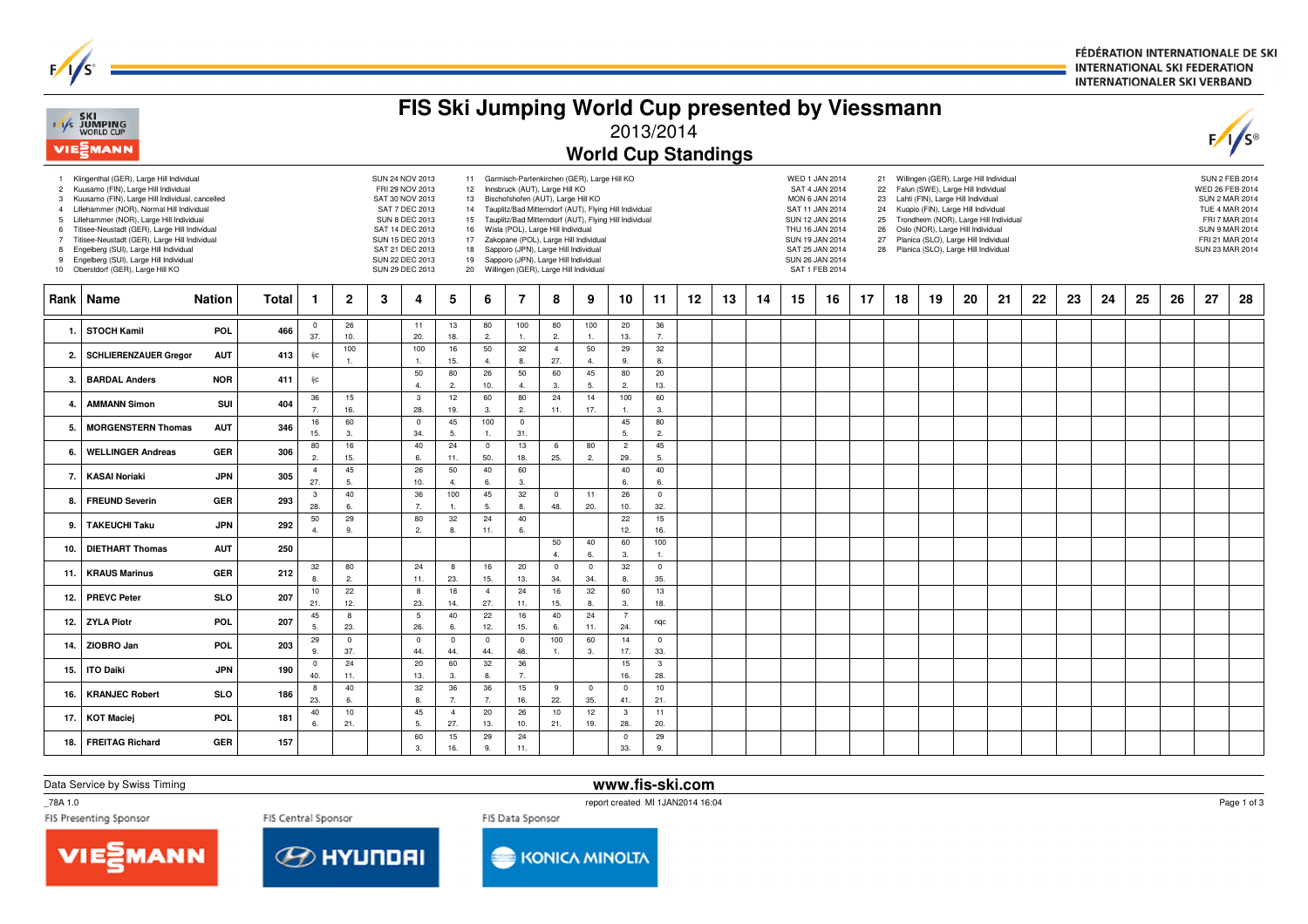FÉDÉRATION INTERNATIONALE DE SKI
INTERNATIONAL SKI FEDERATION
INTERNATIONALER SKI VERBAND

# FIS Ski Jumping World Cup presented by Viessmann

## 2013/2014

## World Cup Standings

1 Klingenthal (GER), Large Hill Individual — SUN 24 NOV 2013
2 Kuusamo (FIN), Large Hill Individual — FRI 29 NOV 2013
3 Kuusamo (FIN), Large Hill Individual, cancelled — SAT 30 NOV 2013
4 Lillehammer (NOR), Normal Hill Individual — SAT 7 DEC 2013
5 Lillehammer (NOR), Large Hill Individual — SUN 8 DEC 2013
6 Titisee-Neustadt (GER), Large Hill Individual — SAT 14 DEC 2013
7 Titisee-Neustadt (GER), Large Hill Individual — SUN 15 DEC 2013
8 Engelberg (SUI), Large Hill Individual — SAT 21 DEC 2013
9 Engelberg (SUI), Large Hill Individual — SUN 22 DEC 2013
10 Oberstdorf (GER), Large Hill KO — SUN 29 DEC 2013
11 Garmisch-Partenkirchen (GER), Large Hill KO — WED 1 JAN 2014
12 Innsbruck (AUT), Large Hill KO — SAT 4 JAN 2014
13 Bischofshofen (AUT), Large Hill KO — MON 6 JAN 2014
14 Tauplitz/Bad Mitterndorf (AUT), Flying Hill Individual — SAT 11 JAN 2014
15 Tauplitz/Bad Mitterndorf (AUT), Flying Hill Individual — SUN 12 JAN 2014
16 Wisla (POL), Large Hill Individual — THU 16 JAN 2014
17 Zakopane (POL), Large Hill Individual — SUN 19 JAN 2014
18 Sapporo (JPN), Large Hill Individual — SAT 25 JAN 2014
19 Sapporo (JPN), Large Hill Individual — SUN 26 JAN 2014
20 Willingen (GER), Large Hill Individual — SAT 1 FEB 2014
21 Willingen (GER), Large Hill Individual — SUN 2 FEB 2014
22 Falun (SWE), Large Hill Individual — WED 26 FEB 2014
23 Lahti (FIN), Large Hill Individual — SUN 2 MAR 2014
24 Kuopio (FIN), Large Hill Individual — TUE 4 MAR 2014
25 Trondheim (NOR), Large Hill Individual — FRI 7 MAR 2014
26 Oslo (NOR), Large Hill Individual — SUN 9 MAR 2014
27 Planica (SLO), Large Hill Individual — FRI 21 MAR 2014
28 Planica (SLO), Large Hill Individual — SUN 23 MAR 2014

Each competition cell shows points / rank.

| Rank | Name | Nation | Total | 1 | 2 | 3 | 4 | 5 | 6 | 7 | 8 | 9 | 10 | 11 | 12 | 13 | 14 | 15 | 16 | 17 | 18 | 19 | 20 | 21 | 22 | 23 | 24 | 25 | 26 | 27 | 28 |
|---|---|---|---|---|---|---|---|---|---|---|---|---|---|---|---|---|---|---|---|---|---|---|---|---|---|---|---|---|---|---|---|
| 1. | STOCH Kamil | POL | 466 | 0 / 37. | 26 / 10. | | 11 / 20. | 13 / 18. | 80 / 2. | 100 / 1. | 80 / 2. | 100 / 1. | 20 / 13. | 36 / 7. | | | | | | | | | | | | | | | | | |
| 2. | SCHLIERENZAUER Gregor | AUT | 413 | ijc | 100 / 1. | | 100 / 1. | 16 / 15. | 50 / 4. | 32 / 8. | 4 / 27. | 50 / 4. | 29 / 9. | 32 / 8. | | | | | | | | | | | | | | | | | |
| 3. | BARDAL Anders | NOR | 411 | ijc | | | 50 / 4. | 80 / 2. | 26 / 10. | 50 / 4. | 60 / 3. | 45 / 5. | 80 / 2. | 20 / 13. | | | | | | | | | | | | | | | | | |
| 4. | AMMANN Simon | SUI | 404 | 36 / 7. | 15 / 16. | | 3 / 28. | 12 / 19. | 60 / 3. | 80 / 2. | 24 / 11. | 14 / 17. | 100 / 1. | 60 / 3. | | | | | | | | | | | | | | | | | |
| 5. | MORGENSTERN Thomas | AUT | 346 | 16 / 15. | 60 / 3. | | 0 / 34. | 45 / 5. | 100 / 1. | 0 / 31. | | | 45 / 5. | 80 / 2. | | | | | | | | | | | | | | | | | |
| 6. | WELLINGER Andreas | GER | 306 | 80 / 2. | 16 / 15. | | 40 / 6. | 24 / 11. | 0 / 50. | 13 / 18. | 6 / 25. | 80 / 2. | 2 / 29. | 45 / 5. | | | | | | | | | | | | | | | | | |
| 7. | KASAI Noriaki | JPN | 305 | 4 / 27. | 45 / 5. | | 26 / 10. | 50 / 4. | 40 / 6. | 60 / 3. | | | 40 / 6. | 40 / 6. | | | | | | | | | | | | | | | | | |
| 8. | FREUND Severin | GER | 293 | 3 / 28. | 40 / 6. | | 36 / 7. | 100 / 1. | 45 / 5. | 32 / 8. | 0 / 48. | 11 / 20. | 26 / 10. | 0 / 32. | | | | | | | | | | | | | | | | | |
| 9. | TAKEUCHI Taku | JPN | 292 | 50 / 4. | 29 / 9. | | 80 / 2. | 32 / 8. | 24 / 11. | 40 / 6. | | | 22 / 12. | 15 / 16. | | | | | | | | | | | | | | | | | |
| 10. | DIETHART Thomas | AUT | 250 | | | | | | | | 50 / 4. | 40 / 6. | 60 / 3. | 100 / 1. | | | | | | | | | | | | | | | | | |
| 11. | KRAUS Marinus | GER | 212 | 32 / 8. | 80 / 2. | | 24 / 11. | 8 / 23. | 16 / 15. | 20 / 13. | 0 / 34. | 0 / 34. | 32 / 8. | 0 / 35. | | | | | | | | | | | | | | | | | |
| 12. | PREVC Peter | SLO | 207 | 10 / 21. | 22 / 12. | | 8 / 23. | 18 / 14. | 4 / 27. | 24 / 11. | 16 / 15. | 32 / 8. | 60 / 3. | 13 / 18. | | | | | | | | | | | | | | | | | |
| 12. | ZYLA Piotr | POL | 207 | 45 / 5. | 8 / 23. | | 5 / 26. | 40 / 6. | 22 / 12. | 16 / 15. | 40 / 6. | 24 / 11. | 7 / 24. | nqc | | | | | | | | | | | | | | | | | |
| 14. | ZIOBRO Jan | POL | 203 | 29 / 9. | 0 / 37. | | 0 / 44. | 0 / 44. | 0 / 44. | 0 / 48. | 100 / 1. | 60 / 3. | 14 / 17. | 0 / 33. | | | | | | | | | | | | | | | | | |
| 15. | ITO Daiki | JPN | 190 | 0 / 40. | 24 / 11. | | 20 / 13. | 60 / 3. | 32 / 8. | 36 / 7. | | | 15 / 16. | 3 / 28. | | | | | | | | | | | | | | | | | |
| 16. | KRANJEC Robert | SLO | 186 | 8 / 23. | 40 / 6. | | 32 / 8. | 36 / 7. | 36 / 7. | 15 / 16. | 9 / 22. | 0 / 35. | 0 / 41. | 10 / 21. | | | | | | | | | | | | | | | | | |
| 17. | KOT Maciej | POL | 181 | 40 / 6. | 10 / 21. | | 45 / 5. | 4 / 27. | 20 / 13. | 26 / 10. | 10 / 21. | 12 / 19. | 3 / 28. | 11 / 20. | | | | | | | | | | | | | | | | | |
| 18. | FREITAG Richard | GER | 157 | | | | 60 / 3. | 15 / 16. | 29 / 9. | 24 / 11. | | | 0 / 33. | 29 / 9. | | | | | | | | | | | | | | | | | |

Data Service by Swiss Timing

www.fis-ski.com

_78A 1.0

report created MI 1JAN2014 16:04

FIS Presenting Sponsor: VIESSMANN — FIS Central Sponsor: HYUNDAI — FIS Data Sponsor: KONICA MINOLTA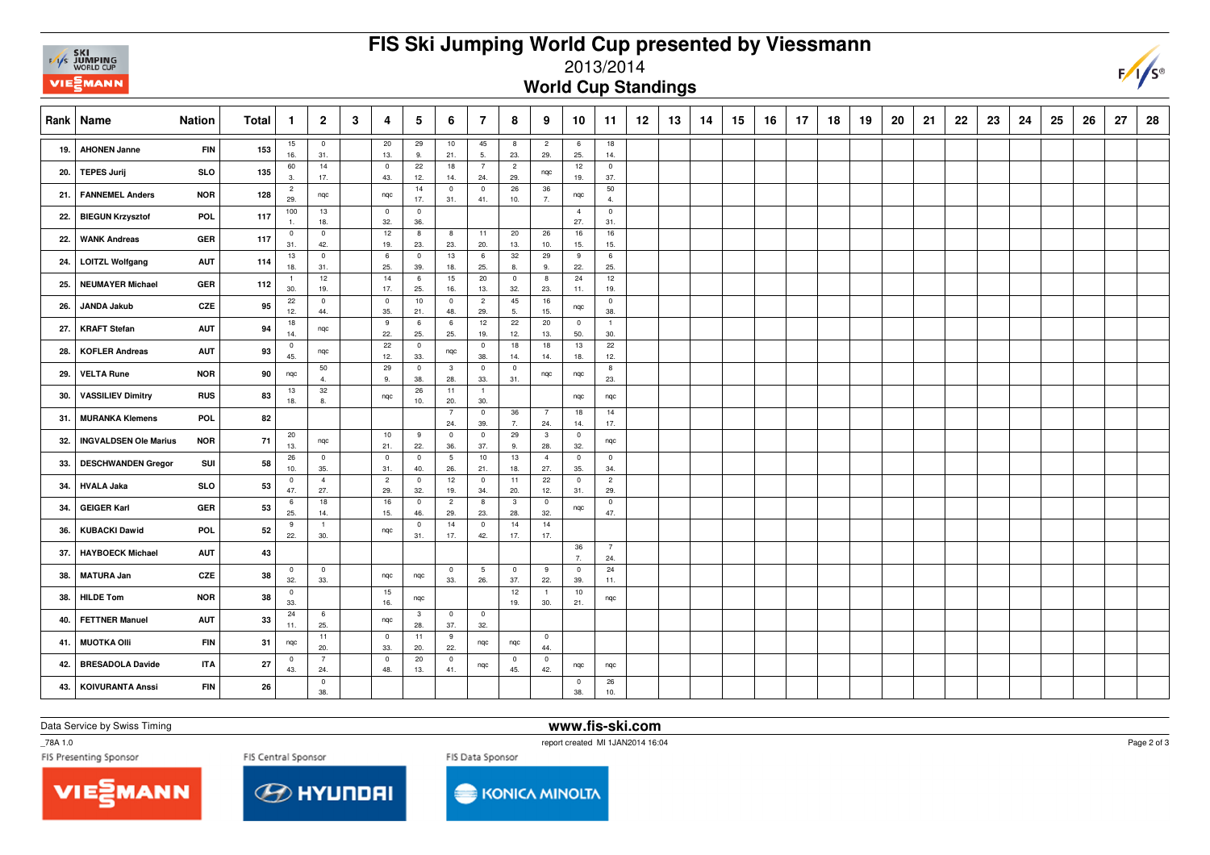# FIS Ski Jumping World Cup presented by Viessmann

2013/2014

## World Cup Standings

| Rank | Name | Nation | Total | 1 | 2 | 3 | 4 | 5 | 6 | 7 | 8 | 9 | 10 | 11 | 12 | 13 | 14 | 15 | 16 | 17 | 18 | 19 | 20 | 21 | 22 | 23 | 24 | 25 | 26 | 27 | 28 |
|---|---|---|---|---|---|---|---|---|---|---|---|---|---|---|---|---|---|---|---|---|---|---|---|---|---|---|---|---|---|---|---|
| 19. | AHONEN Janne | FIN | 153 | 15 16. | 0 31. | | 20 13. | 29 9. | 10 21. | 45 5. | 8 23. | 2 29. | 6 25. | 18 14. | | | | | | | | | | | | | | | | | |
| 20. | TEPES Jurij | SLO | 135 | 60 3. | 14 17. | | 0 43. | 22 12. | 18 14. | 7 24. | 2 29. | nqc | 12 19. | 0 37. | | | | | | | | | | | | | | | | | |
| 21. | FANNEMEL Anders | NOR | 128 | 2 29. | nqc | | nqc | 14 17. | 0 31. | 0 41. | 26 10. | 36 7. | nqc | 50 4. | | | | | | | | | | | | | | | | | |
| 22. | BIEGUN Krzysztof | POL | 117 | 100 1. | 13 18. | | 0 32. | 0 36. | | | | | 4 27. | 0 31. | | | | | | | | | | | | | | | | | |
| 22. | WANK Andreas | GER | 117 | 0 31. | 0 42. | | 12 19. | 8 23. | 8 23. | 11 20. | 20 13. | 26 10. | 16 15. | 16 15. | | | | | | | | | | | | | | | | | |
| 24. | LOITZL Wolfgang | AUT | 114 | 13 18. | 0 31. | | 6 25. | 0 39. | 13 18. | 6 25. | 32 8. | 29 9. | 9 22. | 6 25. | | | | | | | | | | | | | | | | | |
| 25. | NEUMAYER Michael | GER | 112 | 1 30. | 12 19. | | 14 17. | 6 25. | 15 16. | 20 13. | 0 32. | 8 23. | 24 11. | 12 19. | | | | | | | | | | | | | | | | | |
| 26. | JANDA Jakub | CZE | 95 | 22 12. | 0 44. | | 0 35. | 10 21. | 0 48. | 2 29. | 45 5. | 16 15. | nqc | 0 38. | | | | | | | | | | | | | | | | | |
| 27. | KRAFT Stefan | AUT | 94 | 18 14. | nqc | | 9 22. | 6 25. | 6 25. | 12 19. | 22 12. | 20 13. | 0 50. | 1 30. | | | | | | | | | | | | | | | | | |
| 28. | KOFLER Andreas | AUT | 93 | 0 45. | nqc | | 22 12. | 0 33. | nqc | 0 38. | 18 14. | 18 14. | 13 18. | 22 12. | | | | | | | | | | | | | | | | | |
| 29. | VELTA Rune | NOR | 90 | nqc | 50 4. | | 29 9. | 0 38. | 3 28. | 0 33. | 0 31. | nqc | nqc | 8 23. | | | | | | | | | | | | | | | | | |
| 30. | VASSILIEV Dimitry | RUS | 83 | 13 18. | 32 8. | | nqc | 26 10. | 11 20. | 1 30. | | | nqc | nqc | | | | | | | | | | | | | | | | | |
| 31. | MURANKA Klemens | POL | 82 | | | | | | 7 24. | 0 39. | 36 7. | 7 24. | 18 14. | 14 17. | | | | | | | | | | | | | | | | | |
| 32. | INGVALDSEN Ole Marius | NOR | 71 | 20 13. | nqc | | 10 21. | 9 22. | 0 36. | 0 37. | 29 9. | 3 28. | 0 32. | nqc | | | | | | | | | | | | | | | | | |
| 33. | DESCHWANDEN Gregor | SUI | 58 | 26 10. | 0 35. | | 0 31. | 0 40. | 5 26. | 10 21. | 13 18. | 4 27. | 0 35. | 0 34. | | | | | | | | | | | | | | | | | |
| 34. | HVALA Jaka | SLO | 53 | 0 47. | 4 27. | | 2 29. | 0 32. | 12 19. | 0 34. | 11 20. | 22 12. | 0 31. | 2 29. | | | | | | | | | | | | | | | | | |
| 34. | GEIGER Karl | GER | 53 | 6 25. | 18 14. | | 16 15. | 0 46. | 2 29. | 8 23. | 3 28. | 0 32. | nqc | 0 47. | | | | | | | | | | | | | | | | | |
| 36. | KUBACKI Dawid | POL | 52 | 9 22. | 1 30. | | nqc | 0 31. | 14 17. | 0 42. | 14 17. | 14 17. | | | | | | | | | | | | | | | | | | | |
| 37. | HAYBOECK Michael | AUT | 43 | | | | | | | | | | 36 7. | 7 24. | | | | | | | | | | | | | | | | | |
| 38. | MATURA Jan | CZE | 38 | 0 32. | 0 33. | | nqc | nqc | 0 33. | 5 26. | 0 37. | 9 22. | 0 39. | 24 11. | | | | | | | | | | | | | | | | | |
| 38. | HILDE Tom | NOR | 38 | 0 33. | | | 15 16. | nqc | | | 12 19. | 1 30. | 10 21. | nqc | | | | | | | | | | | | | | | | | |
| 40. | FETTNER Manuel | AUT | 33 | 24 11. | 6 25. | | nqc | 3 28. | 0 37. | 0 32. | | | | | | | | | | | | | | | | | | | | | |
| 41. | MUOTKA Olli | FIN | 31 | nqc | 11 20. | | 0 33. | 11 20. | 9 22. | nqc | nqc | 0 44. | | | | | | | | | | | | | | | | | | | |
| 42. | BRESADOLA Davide | ITA | 27 | 0 43. | 7 24. | | 0 48. | 20 13. | 0 41. | nqc | 0 45. | 0 42. | nqc | nqc | | | | | | | | | | | | | | | | | |
| 43. | KOIVURANTA Anssi | FIN | 26 | | 0 38. | | | | | | | | 0 38. | 26 10. | | | | | | | | | | | | | | | | | |

Data Service by Swiss Timing

www.fis-ski.com

_78A 1.0

report created MI 1JAN2014 16:04

FIS Presenting Sponsor: VIESSMANN

FIS Central Sponsor: HYUNDAI

FIS Data Sponsor: KONICA MINOLTA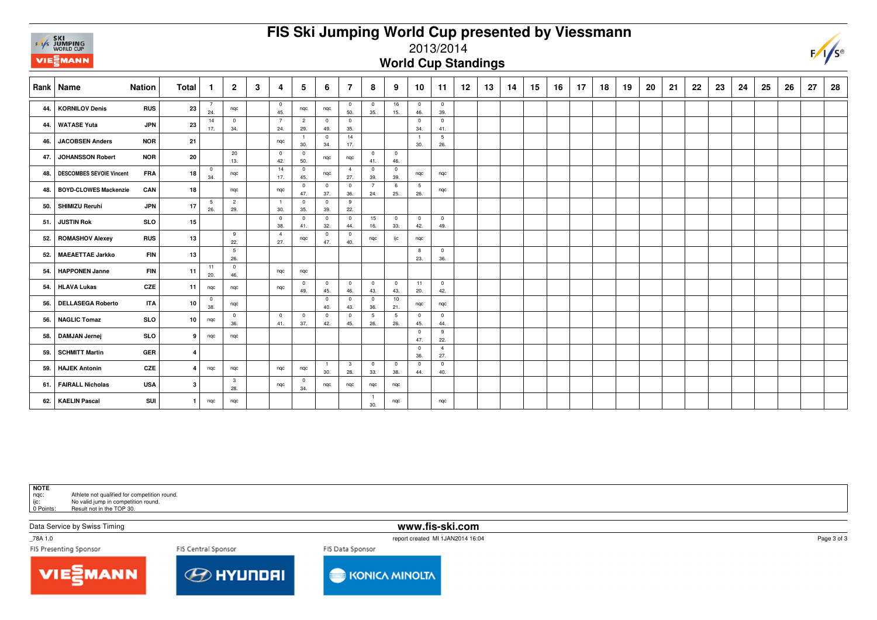# FIS Ski Jumping World Cup presented by Viessmann

2013/2014

## World Cup Standings

| Rank | Name | Nation | Total | 1 | 2 | 3 | 4 | 5 | 6 | 7 | 8 | 9 | 10 | 11 | 12 | 13 | 14 | 15 | 16 | 17 | 18 | 19 | 20 | 21 | 22 | 23 | 24 | 25 | 26 | 27 | 28 |
|---|---|---|---|---|---|---|---|---|---|---|---|---|---|---|---|---|---|---|---|---|---|---|---|---|---|---|---|---|---|---|---|
| 44. | KORNILOV Denis | RUS | 23 | 7 24. | nqc | | 0 45. | nqc | nqc | 0 50. | 0 35. | 16 15. | 0 46. | 0 39. | | | | | | | | | | | | | | | | | |
| 44. | WATASE Yuta | JPN | 23 | 14 17. | 0 34. | | 7 24. | 2 29. | 0 49. | 0 35. | | | 0 34. | 0 41. | | | | | | | | | | | | | | | | | |
| 46. | JACOBSEN Anders | NOR | 21 | | | | nqc | 1 30. | 0 34. | 14 17. | | | 1 30. | 5 26. | | | | | | | | | | | | | | | | | |
| 47. | JOHANSSON Robert | NOR | 20 | | 20 13. | | 0 42. | 0 50. | nqc | nqc | 0 41. | 0 46. | | | | | | | | | | | | | | | | | | | |
| 48. | DESCOMBES SEVOIE Vincent | FRA | 18 | 0 34. | nqc | | 14 17. | 0 45. | nqc | 4 27. | 0 39. | 0 39. | nqc | nqc | | | | | | | | | | | | | | | | | |
| 48. | BOYD-CLOWES Mackenzie | CAN | 18 | | nqc | | nqc | 0 47. | 0 37. | 0 36. | 7 24. | 6 25. | 5 26. | nqc | | | | | | | | | | | | | | | | | |
| 50. | SHIMIZU Reruhi | JPN | 17 | 5 26. | 2 29. | | 1 30. | 0 35. | 0 39. | 9 22. | | | | | | | | | | | | | | | | | | | | | |
| 51. | JUSTIN Rok | SLO | 15 | | | | 0 38. | 0 41. | 0 32. | 0 44. | 15 16. | 0 33. | 0 42. | 0 49. | | | | | | | | | | | | | | | | | |
| 52. | ROMASHOV Alexey | RUS | 13 | | 9 22. | | 4 27. | nqc | 0 47. | 0 40. | nqc | ijc | nqc | | | | | | | | | | | | | | | | | | |
| 52. | MAEAETTAE Jarkko | FIN | 13 | | 5 26. | | | | | | | | 8 23. | 0 36. | | | | | | | | | | | | | | | | | |
| 54. | HAPPONEN Janne | FIN | 11 | 11 20. | 0 46. | | nqc | nqc | | | | | | | | | | | | | | | | | | | | | | | |
| 54. | HLAVA Lukas | CZE | 11 | nqc | nqc | | nqc | 0 49. | 0 45. | 0 46. | 0 43. | 0 43. | 11 20. | 0 42. | | | | | | | | | | | | | | | | | |
| 56. | DELLASEGA Roberto | ITA | 10 | 0 38. | nqc | | | | 0 40. | 0 43. | 0 36. | 10 21. | nqc | nqc | | | | | | | | | | | | | | | | | |
| 56. | NAGLIC Tomaz | SLO | 10 | nqc | 0 36. | | 0 41. | 0 37. | 0 42. | 0 45. | 5 26. | 5 26. | 0 45. | 0 44. | | | | | | | | | | | | | | | | | |
| 58. | DAMJAN Jernej | SLO | 9 | nqc | nqc | | | | | | | | 0 47. | 9 22. | | | | | | | | | | | | | | | | | |
| 59. | SCHMITT Martin | GER | 4 | | | | | | | | | | 0 36. | 4 27. | | | | | | | | | | | | | | | | | |
| 59. | HAJEK Antonin | CZE | 4 | nqc | nqc | | nqc | nqc | 1 30. | 3 28. | 0 33. | 0 38. | 0 44. | 0 40. | | | | | | | | | | | | | | | | | |
| 61. | FAIRALL Nicholas | USA | 3 | | 3 28. | | nqc | 0 34. | nqc | nqc | nqc | nqc | | | | | | | | | | | | | | | | | | | |
| 62. | KAELIN Pascal | SUI | 1 | nqc | nqc | | | | | | 1 30. | nqc | | nqc | | | | | | | | | | | | | | | | | |

**NOTE**

nqc: Athlete not qualified for competition round.
ijc: No valid jump in competition round.
0 Points: Result not in the TOP 30.

Data Service by Swiss Timing

www.fis-ski.com

_78A 1.0

report created MI 1JAN2014 16:04

FIS Presenting Sponsor: VIESSMANN

FIS Central Sponsor: HYUNDAI

FIS Data Sponsor: KONICA MINOLTA